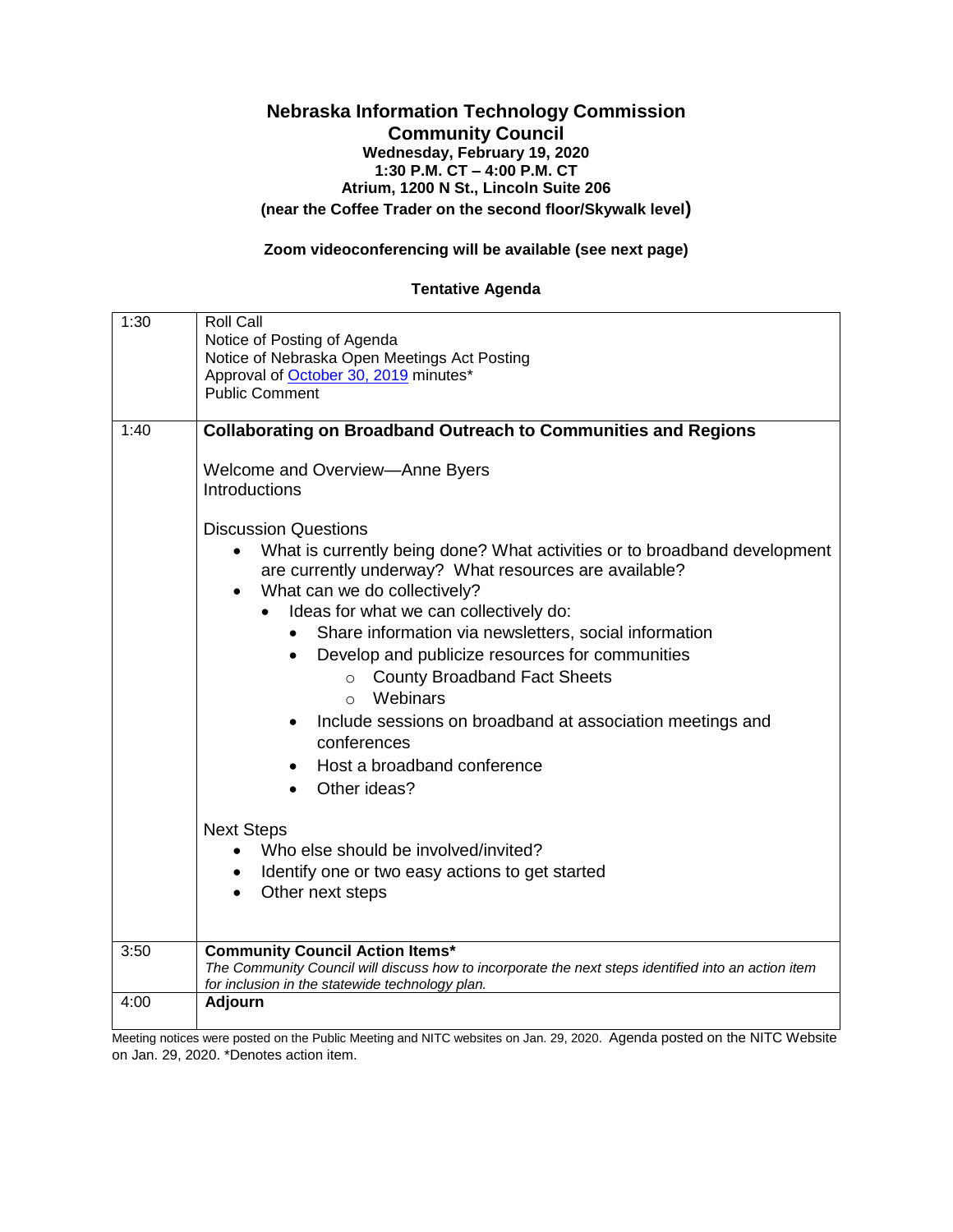# Nebraska Information Technology Commission
## Community Council
**Wednesday, February 19, 2020**
**1:30 P.M. CT – 4:00 P.M. CT**
**Atrium, 1200 N St., Lincoln Suite 206**
**(near the Coffee Trader on the second floor/Skywalk level)**

**Zoom videoconferencing will be available (see next page)**

**Tentative Agenda**

| | |
|---|---|
| 1:30 | Roll Call<br>Notice of Posting of Agenda<br>Notice of Nebraska Open Meetings Act Posting<br>Approval of October 30, 2019 minutes*<br>Public Comment |
| 1:40 | **Collaborating on Broadband Outreach to Communities and Regions**<br><br>Welcome and Overview—Anne Byers<br>Introductions<br><br>Discussion Questions<br>• What is currently being done? What activities or to broadband development are currently underway? What resources are available?<br>• What can we do collectively?<br>  • Ideas for what we can collectively do:<br>    • Share information via newsletters, social information<br>    • Develop and publicize resources for communities<br>      ○ County Broadband Fact Sheets<br>      ○ Webinars<br>    • Include sessions on broadband at association meetings and conferences<br>    • Host a broadband conference<br>    • Other ideas?<br><br>Next Steps<br>• Who else should be involved/invited?<br>• Identify one or two easy actions to get started<br>• Other next steps |
| 3:50 | **Community Council Action Items***<br>*The Community Council will discuss how to incorporate the next steps identified into an action item for inclusion in the statewide technology plan.* |
| 4:00 | **Adjourn** |

Meeting notices were posted on the Public Meeting and NITC websites on Jan. 29, 2020. Agenda posted on the NITC Website on Jan. 29, 2020. *Denotes action item.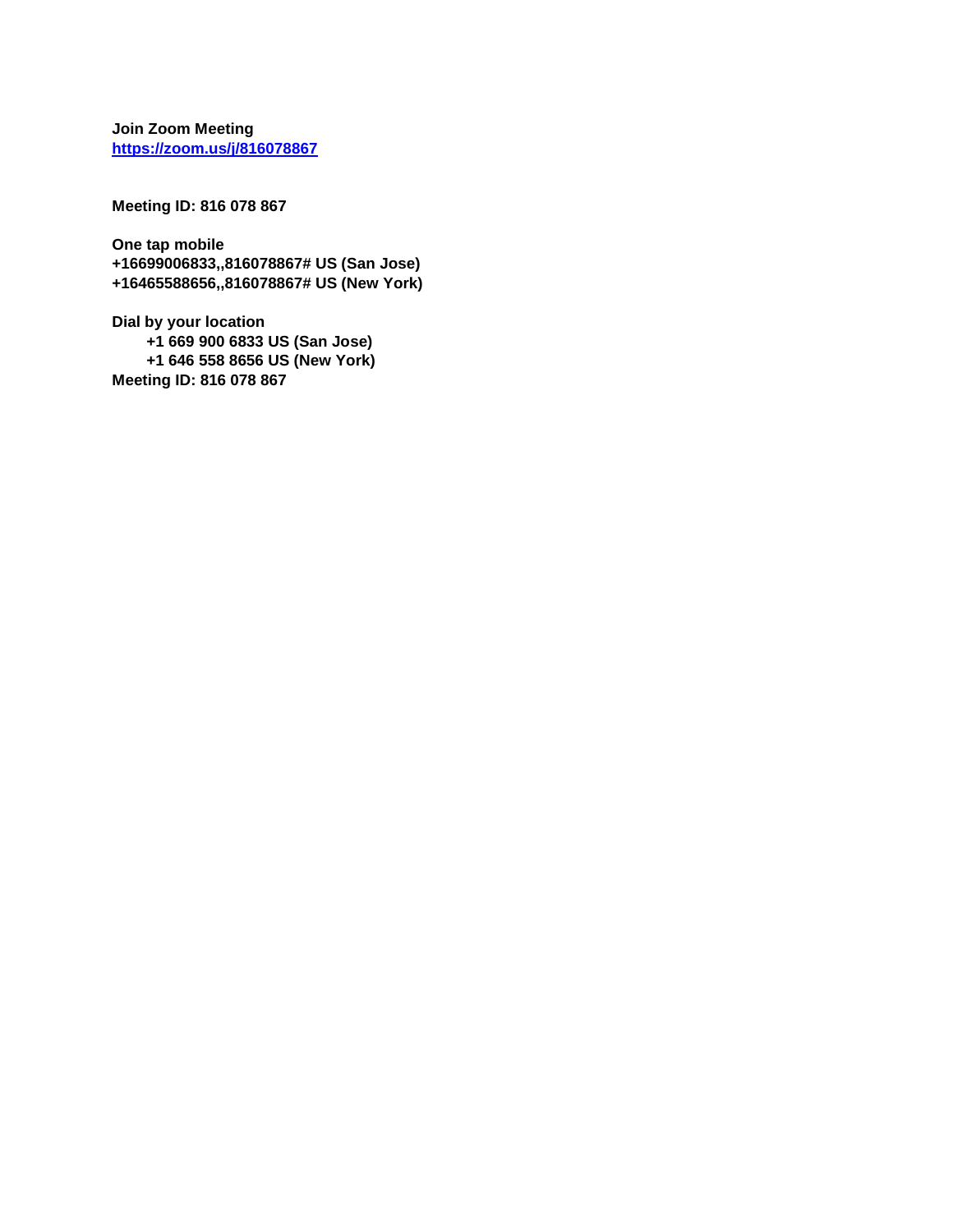**Join Zoom Meeting**
**[https://zoom.us/j/816078867](https://zoom.us/j/816078867)**

**Meeting ID: 816 078 867**

**One tap mobile**
**+16699006833,,816078867# US (San Jose)**
**+16465588656,,816078867# US (New York)**

**Dial by your location**
**+1 669 900 6833 US (San Jose)**
**+1 646 558 8656 US (New York)**
**Meeting ID: 816 078 867**